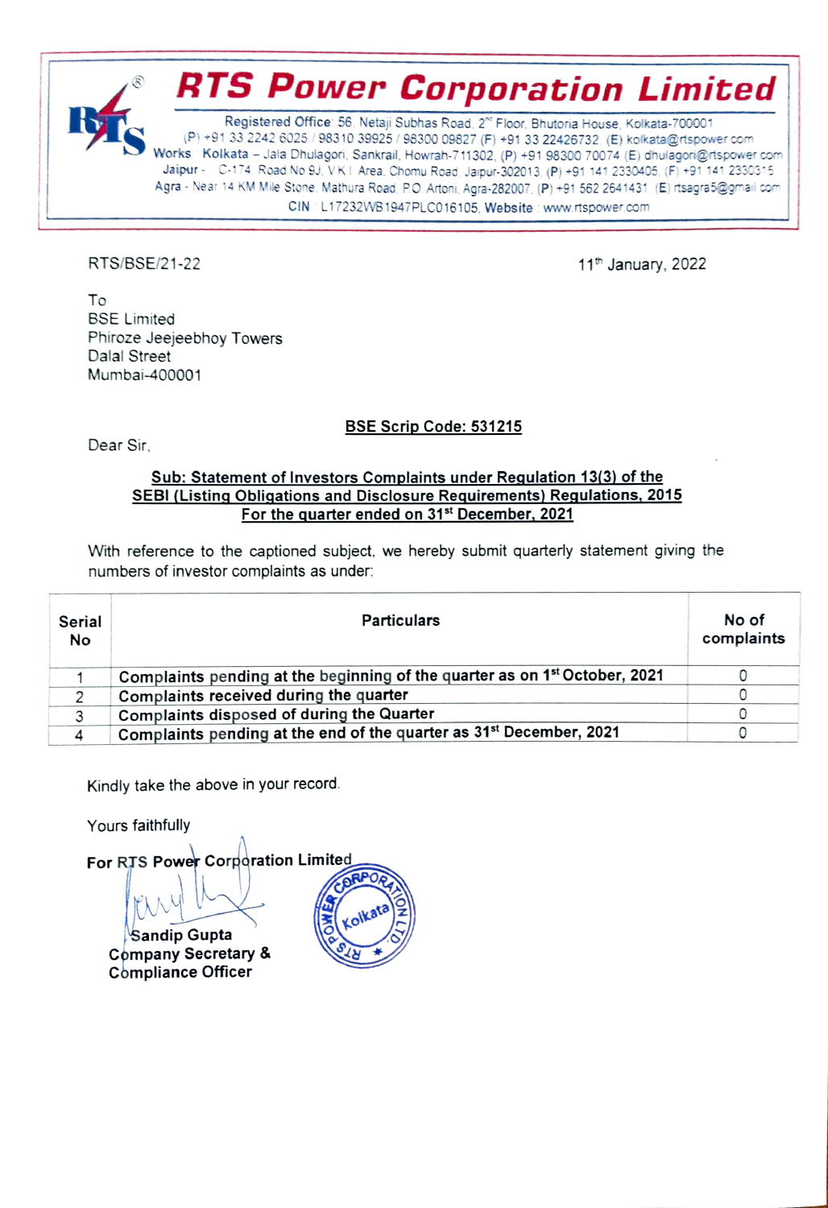# RTS Power Corporation Limited

Registered Office: 56, Netaji Subhas Road, 2nd Floor, Bhutoria House, Kolkata-700001
(P) +91 33 2242 6025 / 98310 39925 / 98300 09827 (F) +91 33 22426732 (E) kolkata@rtspower.com
Works : Kolkata – Jala Dhulagori, Sankrail, Howrah-711302, (P) +91 98300 70074 (E) dhulagori@rtspower.com
Jaipur - C-174, Road No 9J, V K I Area, Chomu Road, Jaipur-302013 (P) +91 141 2330405, (F) +91 141 2330315
Agra - Near 14 KM Mile Stone, Mathura Road, P.O. Artoni, Agra-282007, (P) +91 562 2641431 (E) rtsagra5@gmail.com
CIN : L17232WB1947PLC016105, Website : www.rtspower.com

RTS/BSE/21-22

11th January, 2022

To
BSE Limited
Phiroze Jeejeebhoy Towers
Dalal Street
Mumbai-400001

**BSE Scrip Code: 531215**

Dear Sir,

**Sub: Statement of Investors Complaints under Regulation 13(3) of the SEBI (Listing Obligations and Disclosure Requirements) Regulations, 2015 For the quarter ended on 31st December, 2021**

With reference to the captioned subject, we hereby submit quarterly statement giving the numbers of investor complaints as under:

| Serial No | Particulars | No of complaints |
|---|---|---|
| 1 | Complaints pending at the beginning of the quarter as on 1st October, 2021 | 0 |
| 2 | Complaints received during the quarter | 0 |
| 3 | Complaints disposed of during the Quarter | 0 |
| 4 | Complaints pending at the end of the quarter as 31st December, 2021 | 0 |

Kindly take the above in your record.

Yours faithfully

**For RTS Power Corporation Limited**

**Sandip Gupta**
**Company Secretary &**
**Compliance Officer**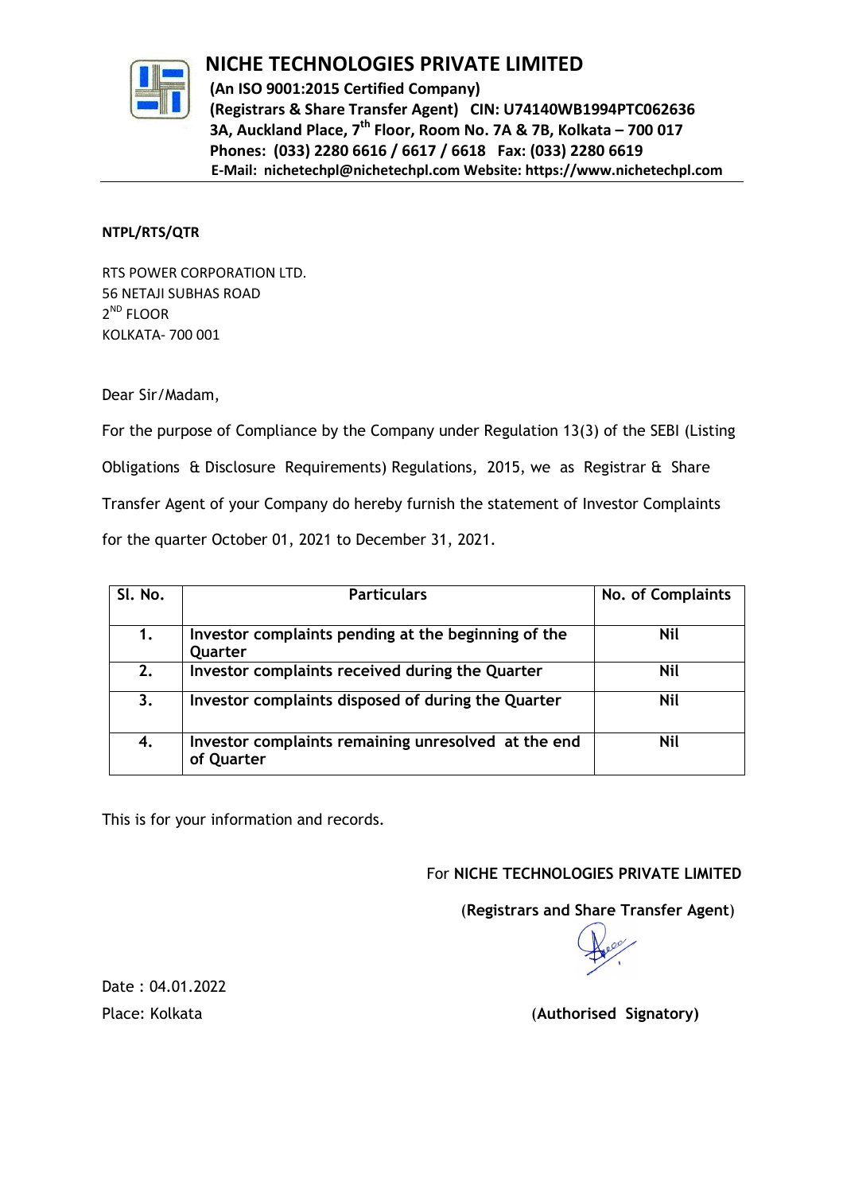# NICHE TECHNOLOGIES PRIVATE LIMITED

**(An ISO 9001:2015 Certified Company)**
**(Registrars & Share Transfer Agent) CIN: U74140WB1994PTC062636**
**3A, Auckland Place, 7th Floor, Room No. 7A & 7B, Kolkata – 700 017**
**Phones: (033) 2280 6616 / 6617 / 6618 Fax: (033) 2280 6619**
**E-Mail: nichetechpl@nichetechpl.com Website: https://www.nichetechpl.com**

**NTPL/RTS/QTR**

RTS POWER CORPORATION LTD.
56 NETAJI SUBHAS ROAD
2ND FLOOR
KOLKATA- 700 001

Dear Sir/Madam,

For the purpose of Compliance by the Company under Regulation 13(3) of the SEBI (Listing Obligations & Disclosure Requirements) Regulations, 2015, we as Registrar & Share Transfer Agent of your Company do hereby furnish the statement of Investor Complaints for the quarter October 01, 2021 to December 31, 2021.

| Sl. No. | Particulars | No. of Complaints |
|---|---|---|
| 1. | Investor complaints pending at the beginning of the Quarter | Nil |
| 2. | Investor complaints received during the Quarter | Nil |
| 3. | Investor complaints disposed of during the Quarter | Nil |
| 4. | Investor complaints remaining unresolved at the end of Quarter | Nil |

This is for your information and records.

For **NICHE TECHNOLOGIES PRIVATE LIMITED**

(**Registrars and Share Transfer Agent**)

Date : 04.01.2022
Place: Kolkata

(**Authorised Signatory**)